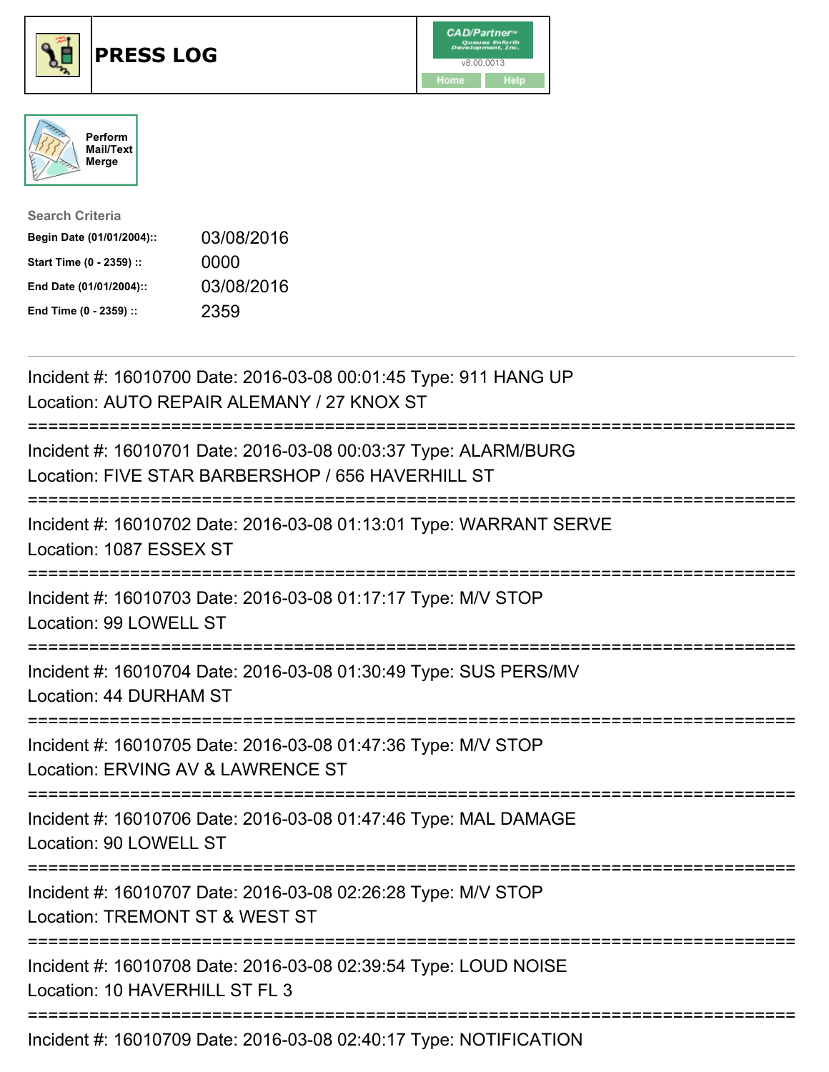# PRESS LOG

CAD/Partner™ Queues Enforth Development, Inc. v8.00.0013

Home | Help

Perform Mail/Text Merge

**Search Criteria**

| | |
|---|---|
| **Begin Date (01/01/2004)::** | 03/08/2016 |
| **Start Time (0 - 2359) ::** | 0000 |
| **End Date (01/01/2004)::** | 03/08/2016 |
| **End Time (0 - 2359) ::** | 2359 |

---

Incident #: 16010700 Date: 2016-03-08 00:01:45 Type: 911 HANG UP
Location: AUTO REPAIR ALEMANY / 27 KNOX ST

===========================================================================

Incident #: 16010701 Date: 2016-03-08 00:03:37 Type: ALARM/BURG
Location: FIVE STAR BARBERSHOP / 656 HAVERHILL ST

===========================================================================

Incident #: 16010702 Date: 2016-03-08 01:13:01 Type: WARRANT SERVE
Location: 1087 ESSEX ST

===========================================================================

Incident #: 16010703 Date: 2016-03-08 01:17:17 Type: M/V STOP
Location: 99 LOWELL ST

===========================================================================

Incident #: 16010704 Date: 2016-03-08 01:30:49 Type: SUS PERS/MV
Location: 44 DURHAM ST

===========================================================================

Incident #: 16010705 Date: 2016-03-08 01:47:36 Type: M/V STOP
Location: ERVING AV & LAWRENCE ST

===========================================================================

Incident #: 16010706 Date: 2016-03-08 01:47:46 Type: MAL DAMAGE
Location: 90 LOWELL ST

===========================================================================

Incident #: 16010707 Date: 2016-03-08 02:26:28 Type: M/V STOP
Location: TREMONT ST & WEST ST

===========================================================================

Incident #: 16010708 Date: 2016-03-08 02:39:54 Type: LOUD NOISE
Location: 10 HAVERHILL ST FL 3

===========================================================================

Incident #: 16010709 Date: 2016-03-08 02:40:17 Type: NOTIFICATION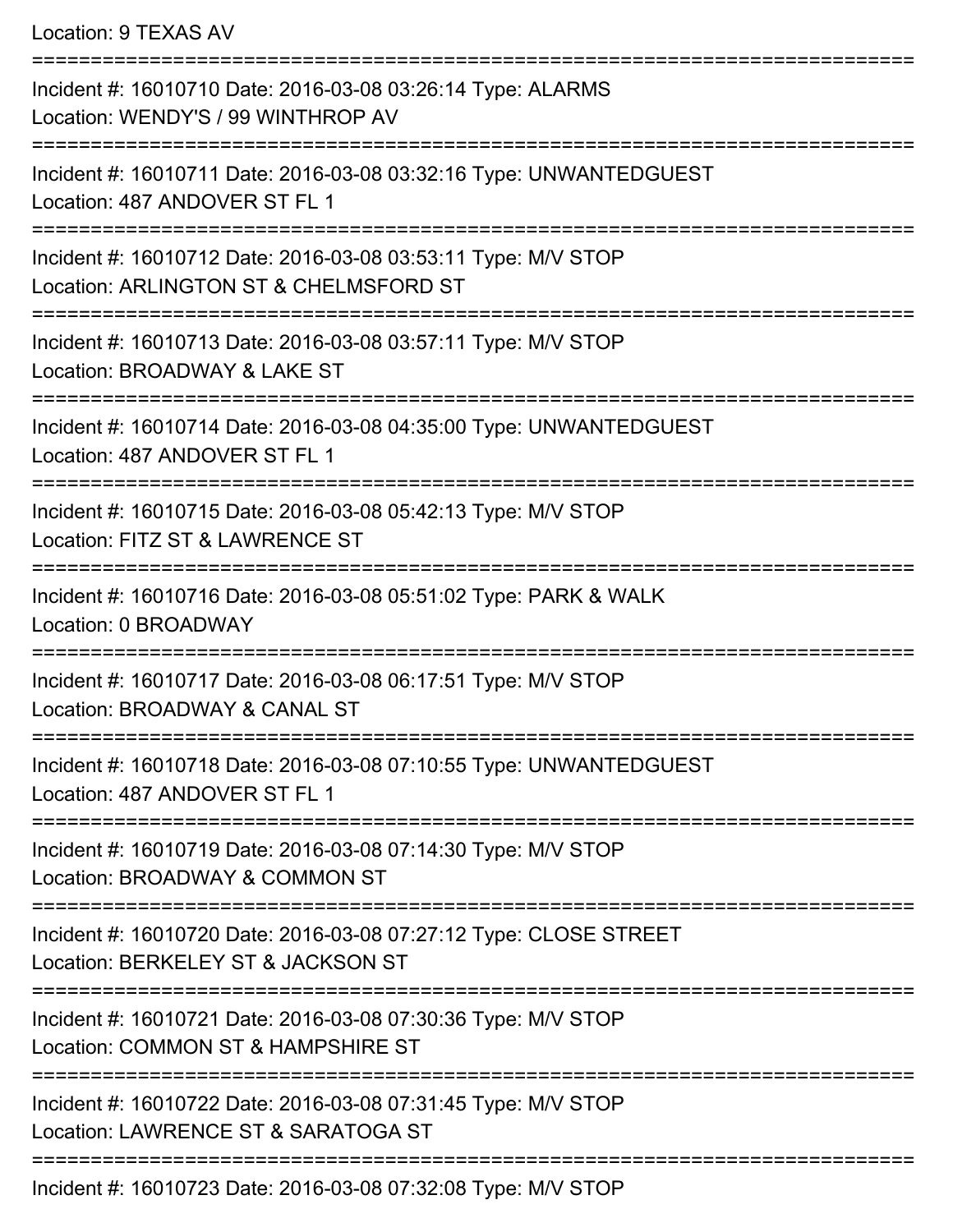Location: 9 TEXAS AV

===========================================================================

Incident #: 16010710 Date: 2016-03-08 03:26:14 Type: ALARMS
Location: WENDY'S / 99 WINTHROP AV

===========================================================================

Incident #: 16010711 Date: 2016-03-08 03:32:16 Type: UNWANTEDGUEST
Location: 487 ANDOVER ST FL 1

===========================================================================

Incident #: 16010712 Date: 2016-03-08 03:53:11 Type: M/V STOP
Location: ARLINGTON ST & CHELMSFORD ST

===========================================================================

Incident #: 16010713 Date: 2016-03-08 03:57:11 Type: M/V STOP
Location: BROADWAY & LAKE ST

===========================================================================

Incident #: 16010714 Date: 2016-03-08 04:35:00 Type: UNWANTEDGUEST
Location: 487 ANDOVER ST FL 1

===========================================================================

Incident #: 16010715 Date: 2016-03-08 05:42:13 Type: M/V STOP
Location: FITZ ST & LAWRENCE ST

===========================================================================

Incident #: 16010716 Date: 2016-03-08 05:51:02 Type: PARK & WALK
Location: 0 BROADWAY

===========================================================================

Incident #: 16010717 Date: 2016-03-08 06:17:51 Type: M/V STOP
Location: BROADWAY & CANAL ST

===========================================================================

Incident #: 16010718 Date: 2016-03-08 07:10:55 Type: UNWANTEDGUEST
Location: 487 ANDOVER ST FL 1

===========================================================================

Incident #: 16010719 Date: 2016-03-08 07:14:30 Type: M/V STOP
Location: BROADWAY & COMMON ST

===========================================================================

Incident #: 16010720 Date: 2016-03-08 07:27:12 Type: CLOSE STREET
Location: BERKELEY ST & JACKSON ST

===========================================================================

Incident #: 16010721 Date: 2016-03-08 07:30:36 Type: M/V STOP
Location: COMMON ST & HAMPSHIRE ST

===========================================================================

Incident #: 16010722 Date: 2016-03-08 07:31:45 Type: M/V STOP
Location: LAWRENCE ST & SARATOGA ST

===========================================================================

Incident #: 16010723 Date: 2016-03-08 07:32:08 Type: M/V STOP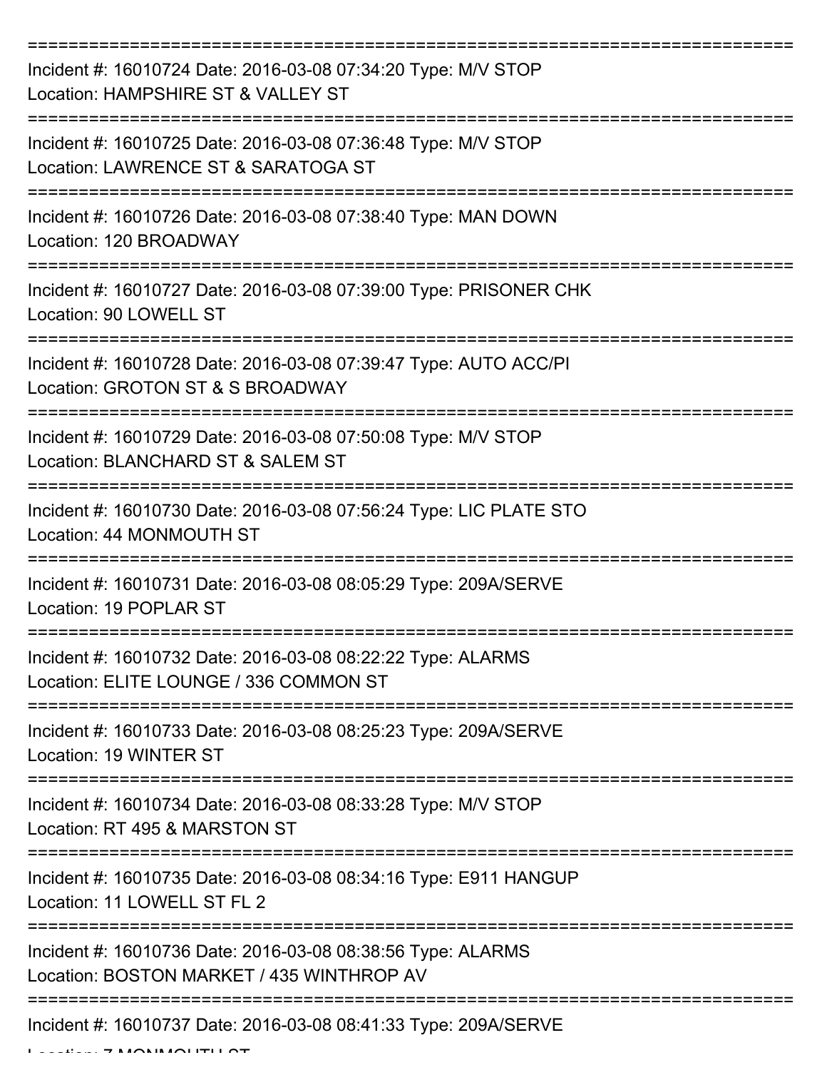===========================================================================

Incident #: 16010724 Date: 2016-03-08 07:34:20 Type: M/V STOP
Location: HAMPSHIRE ST & VALLEY ST

===========================================================================

Incident #: 16010725 Date: 2016-03-08 07:36:48 Type: M/V STOP
Location: LAWRENCE ST & SARATOGA ST

===========================================================================

Incident #: 16010726 Date: 2016-03-08 07:38:40 Type: MAN DOWN
Location: 120 BROADWAY

===========================================================================

Incident #: 16010727 Date: 2016-03-08 07:39:00 Type: PRISONER CHK
Location: 90 LOWELL ST

===========================================================================

Incident #: 16010728 Date: 2016-03-08 07:39:47 Type: AUTO ACC/PI
Location: GROTON ST & S BROADWAY

===========================================================================

Incident #: 16010729 Date: 2016-03-08 07:50:08 Type: M/V STOP
Location: BLANCHARD ST & SALEM ST

===========================================================================

Incident #: 16010730 Date: 2016-03-08 07:56:24 Type: LIC PLATE STO
Location: 44 MONMOUTH ST

===========================================================================

Incident #: 16010731 Date: 2016-03-08 08:05:29 Type: 209A/SERVE
Location: 19 POPLAR ST

===========================================================================

Incident #: 16010732 Date: 2016-03-08 08:22:22 Type: ALARMS
Location: ELITE LOUNGE / 336 COMMON ST

===========================================================================

Incident #: 16010733 Date: 2016-03-08 08:25:23 Type: 209A/SERVE
Location: 19 WINTER ST

===========================================================================

Incident #: 16010734 Date: 2016-03-08 08:33:28 Type: M/V STOP
Location: RT 495 & MARSTON ST

===========================================================================

Incident #: 16010735 Date: 2016-03-08 08:34:16 Type: E911 HANGUP
Location: 11 LOWELL ST FL 2

===========================================================================

Incident #: 16010736 Date: 2016-03-08 08:38:56 Type: ALARMS
Location: BOSTON MARKET / 435 WINTHROP AV

===========================================================================

Incident #: 16010737 Date: 2016-03-08 08:41:33 Type: 209A/SERVE
Location: 7 MONMOUTH ST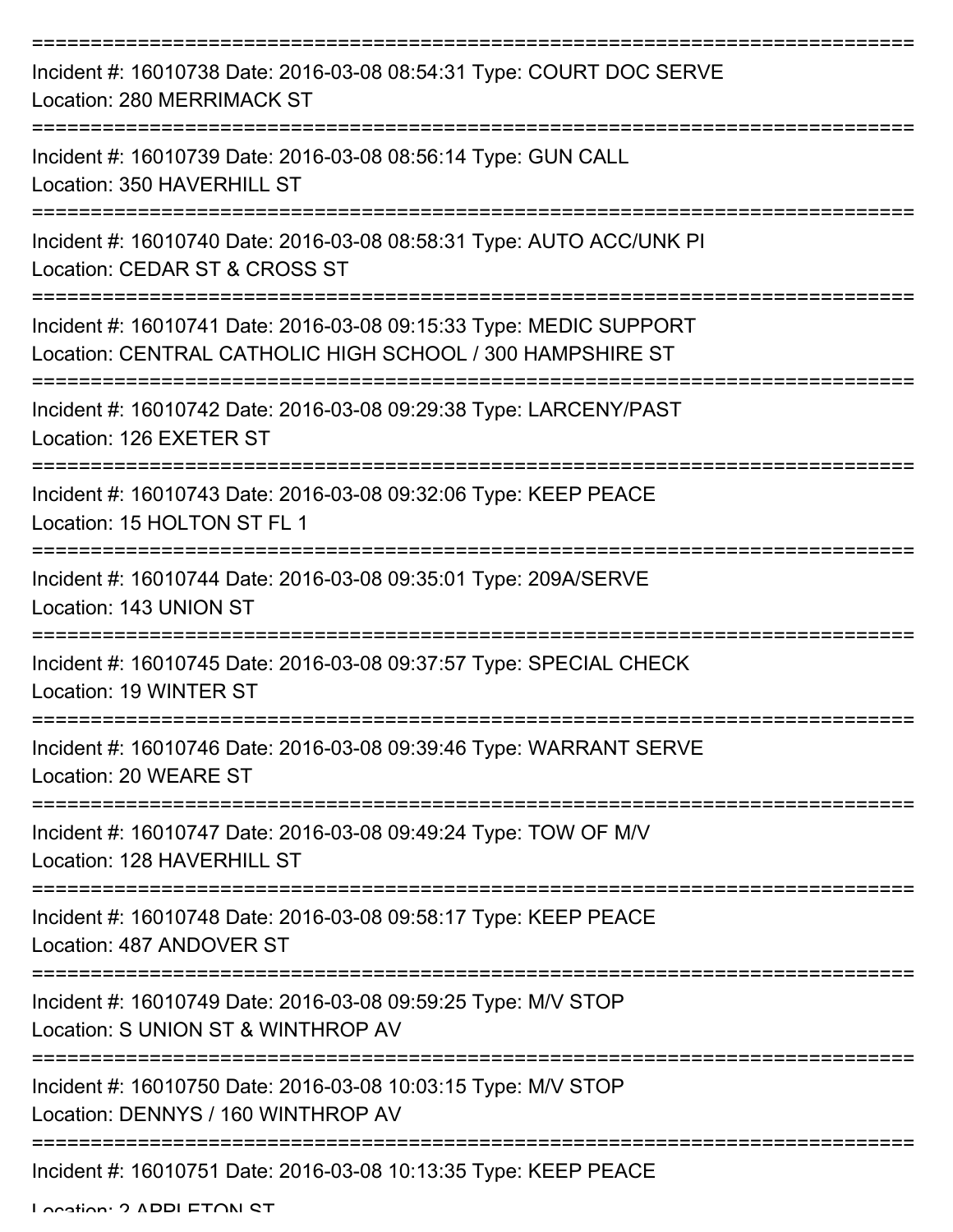===========================================================================
Incident #: 16010738 Date: 2016-03-08 08:54:31 Type: COURT DOC SERVE
Location: 280 MERRIMACK ST
===========================================================================
Incident #: 16010739 Date: 2016-03-08 08:56:14 Type: GUN CALL
Location: 350 HAVERHILL ST
===========================================================================
Incident #: 16010740 Date: 2016-03-08 08:58:31 Type: AUTO ACC/UNK PI
Location: CEDAR ST & CROSS ST
===========================================================================
Incident #: 16010741 Date: 2016-03-08 09:15:33 Type: MEDIC SUPPORT
Location: CENTRAL CATHOLIC HIGH SCHOOL / 300 HAMPSHIRE ST
===========================================================================
Incident #: 16010742 Date: 2016-03-08 09:29:38 Type: LARCENY/PAST
Location: 126 EXETER ST
===========================================================================
Incident #: 16010743 Date: 2016-03-08 09:32:06 Type: KEEP PEACE
Location: 15 HOLTON ST FL 1
===========================================================================
Incident #: 16010744 Date: 2016-03-08 09:35:01 Type: 209A/SERVE
Location: 143 UNION ST
===========================================================================
Incident #: 16010745 Date: 2016-03-08 09:37:57 Type: SPECIAL CHECK
Location: 19 WINTER ST
===========================================================================
Incident #: 16010746 Date: 2016-03-08 09:39:46 Type: WARRANT SERVE
Location: 20 WEARE ST
===========================================================================
Incident #: 16010747 Date: 2016-03-08 09:49:24 Type: TOW OF M/V
Location: 128 HAVERHILL ST
===========================================================================
Incident #: 16010748 Date: 2016-03-08 09:58:17 Type: KEEP PEACE
Location: 487 ANDOVER ST
===========================================================================
Incident #: 16010749 Date: 2016-03-08 09:59:25 Type: M/V STOP
Location: S UNION ST & WINTHROP AV
===========================================================================
Incident #: 16010750 Date: 2016-03-08 10:03:15 Type: M/V STOP
Location: DENNYS / 160 WINTHROP AV
===========================================================================
Incident #: 16010751 Date: 2016-03-08 10:13:35 Type: KEEP PEACE
Location: 2 APPLETON ST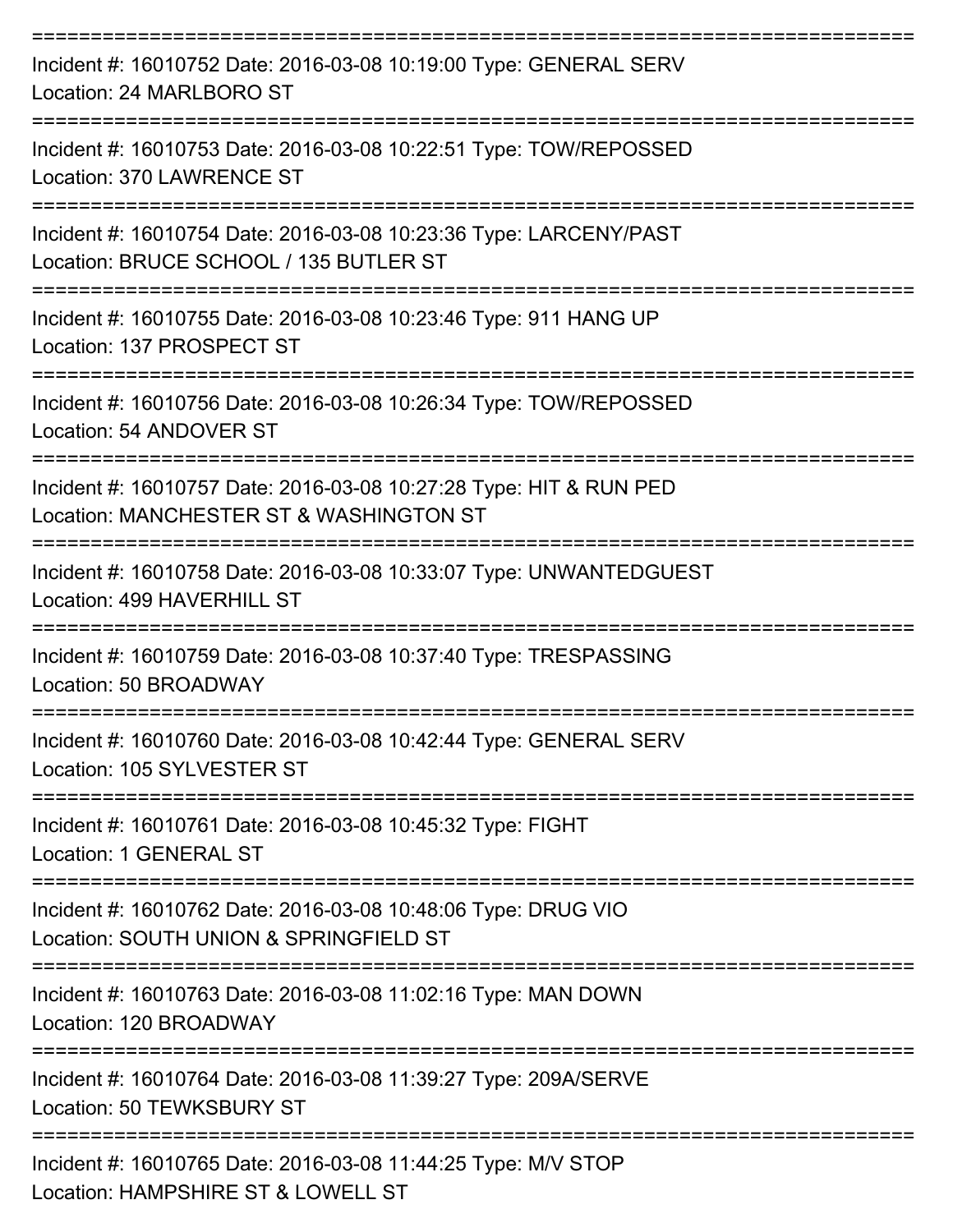===========================================================================

Incident #: 16010752 Date: 2016-03-08 10:19:00 Type: GENERAL SERV
Location: 24 MARLBORO ST

===========================================================================

Incident #: 16010753 Date: 2016-03-08 10:22:51 Type: TOW/REPOSSED
Location: 370 LAWRENCE ST

===========================================================================

Incident #: 16010754 Date: 2016-03-08 10:23:36 Type: LARCENY/PAST
Location: BRUCE SCHOOL / 135 BUTLER ST

===========================================================================

Incident #: 16010755 Date: 2016-03-08 10:23:46 Type: 911 HANG UP
Location: 137 PROSPECT ST

===========================================================================

Incident #: 16010756 Date: 2016-03-08 10:26:34 Type: TOW/REPOSSED
Location: 54 ANDOVER ST

===========================================================================

Incident #: 16010757 Date: 2016-03-08 10:27:28 Type: HIT & RUN PED
Location: MANCHESTER ST & WASHINGTON ST

===========================================================================

Incident #: 16010758 Date: 2016-03-08 10:33:07 Type: UNWANTEDGUEST
Location: 499 HAVERHILL ST

===========================================================================

Incident #: 16010759 Date: 2016-03-08 10:37:40 Type: TRESPASSING
Location: 50 BROADWAY

===========================================================================

Incident #: 16010760 Date: 2016-03-08 10:42:44 Type: GENERAL SERV
Location: 105 SYLVESTER ST

===========================================================================

Incident #: 16010761 Date: 2016-03-08 10:45:32 Type: FIGHT
Location: 1 GENERAL ST

===========================================================================

Incident #: 16010762 Date: 2016-03-08 10:48:06 Type: DRUG VIO
Location: SOUTH UNION & SPRINGFIELD ST

===========================================================================

Incident #: 16010763 Date: 2016-03-08 11:02:16 Type: MAN DOWN
Location: 120 BROADWAY

===========================================================================

Incident #: 16010764 Date: 2016-03-08 11:39:27 Type: 209A/SERVE
Location: 50 TEWKSBURY ST

===========================================================================

Incident #: 16010765 Date: 2016-03-08 11:44:25 Type: M/V STOP
Location: HAMPSHIRE ST & LOWELL ST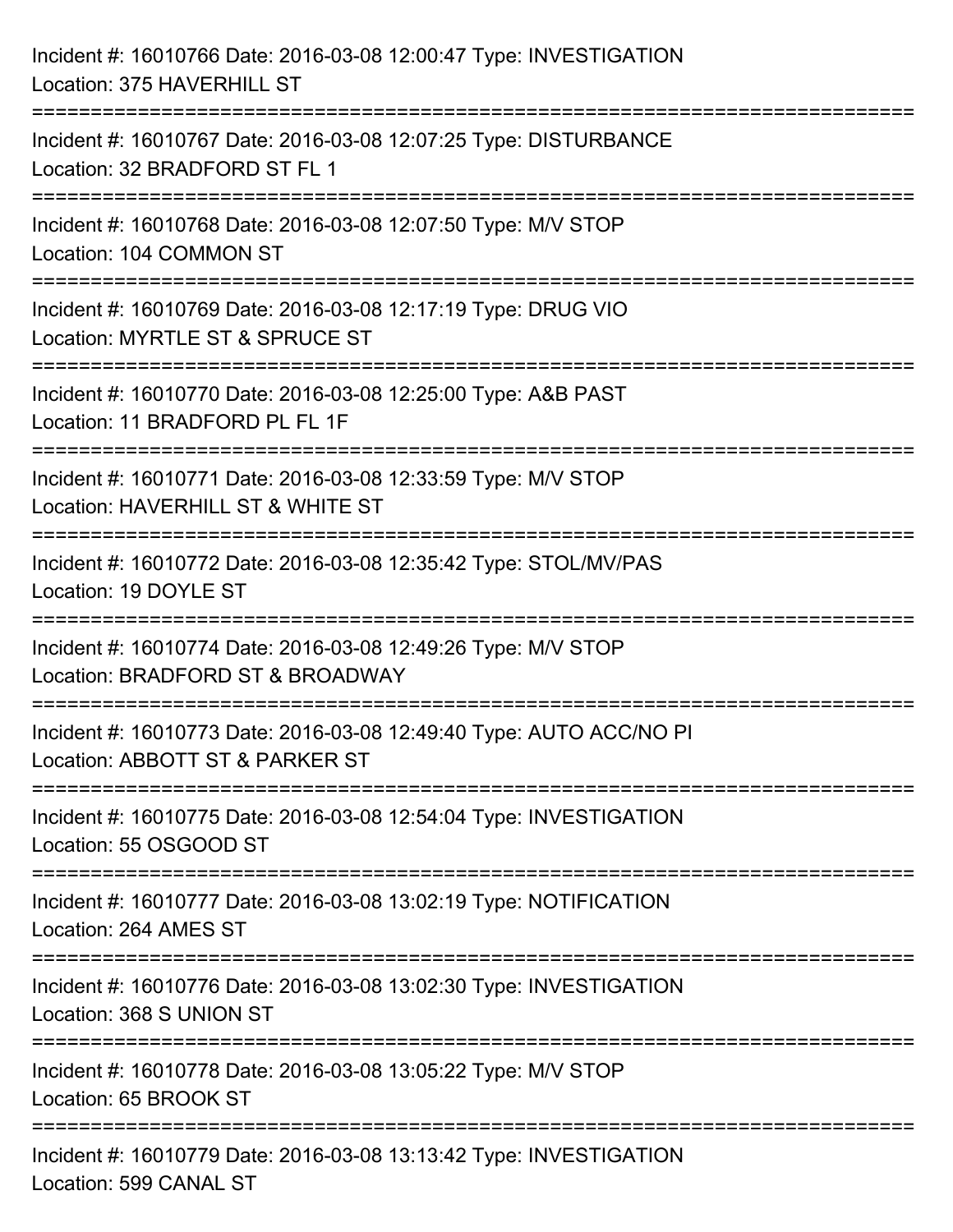Incident #: 16010766 Date: 2016-03-08 12:00:47 Type: INVESTIGATION
Location: 375 HAVERHILL ST

===========================================================================

Incident #: 16010767 Date: 2016-03-08 12:07:25 Type: DISTURBANCE
Location: 32 BRADFORD ST FL 1

===========================================================================

Incident #: 16010768 Date: 2016-03-08 12:07:50 Type: M/V STOP
Location: 104 COMMON ST

===========================================================================

Incident #: 16010769 Date: 2016-03-08 12:17:19 Type: DRUG VIO
Location: MYRTLE ST & SPRUCE ST

===========================================================================

Incident #: 16010770 Date: 2016-03-08 12:25:00 Type: A&B PAST
Location: 11 BRADFORD PL FL 1F

===========================================================================

Incident #: 16010771 Date: 2016-03-08 12:33:59 Type: M/V STOP
Location: HAVERHILL ST & WHITE ST

===========================================================================

Incident #: 16010772 Date: 2016-03-08 12:35:42 Type: STOL/MV/PAS
Location: 19 DOYLE ST

===========================================================================

Incident #: 16010774 Date: 2016-03-08 12:49:26 Type: M/V STOP
Location: BRADFORD ST & BROADWAY

===========================================================================

Incident #: 16010773 Date: 2016-03-08 12:49:40 Type: AUTO ACC/NO PI
Location: ABBOTT ST & PARKER ST

===========================================================================

Incident #: 16010775 Date: 2016-03-08 12:54:04 Type: INVESTIGATION
Location: 55 OSGOOD ST

===========================================================================

Incident #: 16010777 Date: 2016-03-08 13:02:19 Type: NOTIFICATION
Location: 264 AMES ST

===========================================================================

Incident #: 16010776 Date: 2016-03-08 13:02:30 Type: INVESTIGATION
Location: 368 S UNION ST

===========================================================================

Incident #: 16010778 Date: 2016-03-08 13:05:22 Type: M/V STOP
Location: 65 BROOK ST

===========================================================================

Incident #: 16010779 Date: 2016-03-08 13:13:42 Type: INVESTIGATION
Location: 599 CANAL ST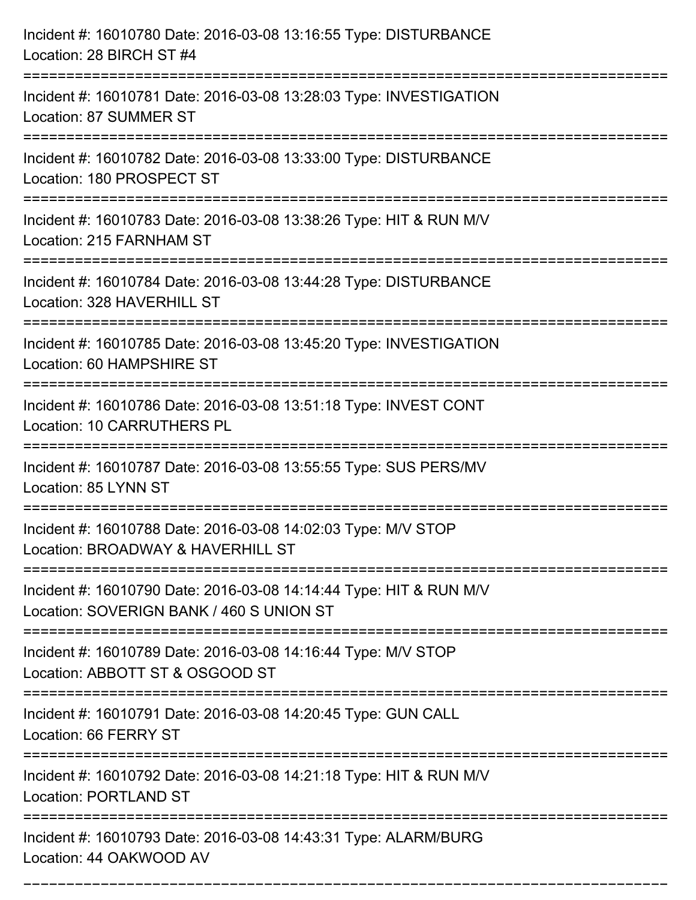Incident #: 16010780 Date: 2016-03-08 13:16:55 Type: DISTURBANCE
Location: 28 BIRCH ST #4

===========================================================================

Incident #: 16010781 Date: 2016-03-08 13:28:03 Type: INVESTIGATION
Location: 87 SUMMER ST

===========================================================================

Incident #: 16010782 Date: 2016-03-08 13:33:00 Type: DISTURBANCE
Location: 180 PROSPECT ST

===========================================================================

Incident #: 16010783 Date: 2016-03-08 13:38:26 Type: HIT & RUN M/V
Location: 215 FARNHAM ST

===========================================================================

Incident #: 16010784 Date: 2016-03-08 13:44:28 Type: DISTURBANCE
Location: 328 HAVERHILL ST

===========================================================================

Incident #: 16010785 Date: 2016-03-08 13:45:20 Type: INVESTIGATION
Location: 60 HAMPSHIRE ST

===========================================================================

Incident #: 16010786 Date: 2016-03-08 13:51:18 Type: INVEST CONT
Location: 10 CARRUTHERS PL

===========================================================================

Incident #: 16010787 Date: 2016-03-08 13:55:55 Type: SUS PERS/MV
Location: 85 LYNN ST

===========================================================================

Incident #: 16010788 Date: 2016-03-08 14:02:03 Type: M/V STOP
Location: BROADWAY & HAVERHILL ST

===========================================================================

Incident #: 16010790 Date: 2016-03-08 14:14:44 Type: HIT & RUN M/V
Location: SOVERIGN BANK / 460 S UNION ST

===========================================================================

Incident #: 16010789 Date: 2016-03-08 14:16:44 Type: M/V STOP
Location: ABBOTT ST & OSGOOD ST

===========================================================================

Incident #: 16010791 Date: 2016-03-08 14:20:45 Type: GUN CALL
Location: 66 FERRY ST

===========================================================================

Incident #: 16010792 Date: 2016-03-08 14:21:18 Type: HIT & RUN M/V
Location: PORTLAND ST

===========================================================================

Incident #: 16010793 Date: 2016-03-08 14:43:31 Type: ALARM/BURG
Location: 44 OAKWOOD AV

===========================================================================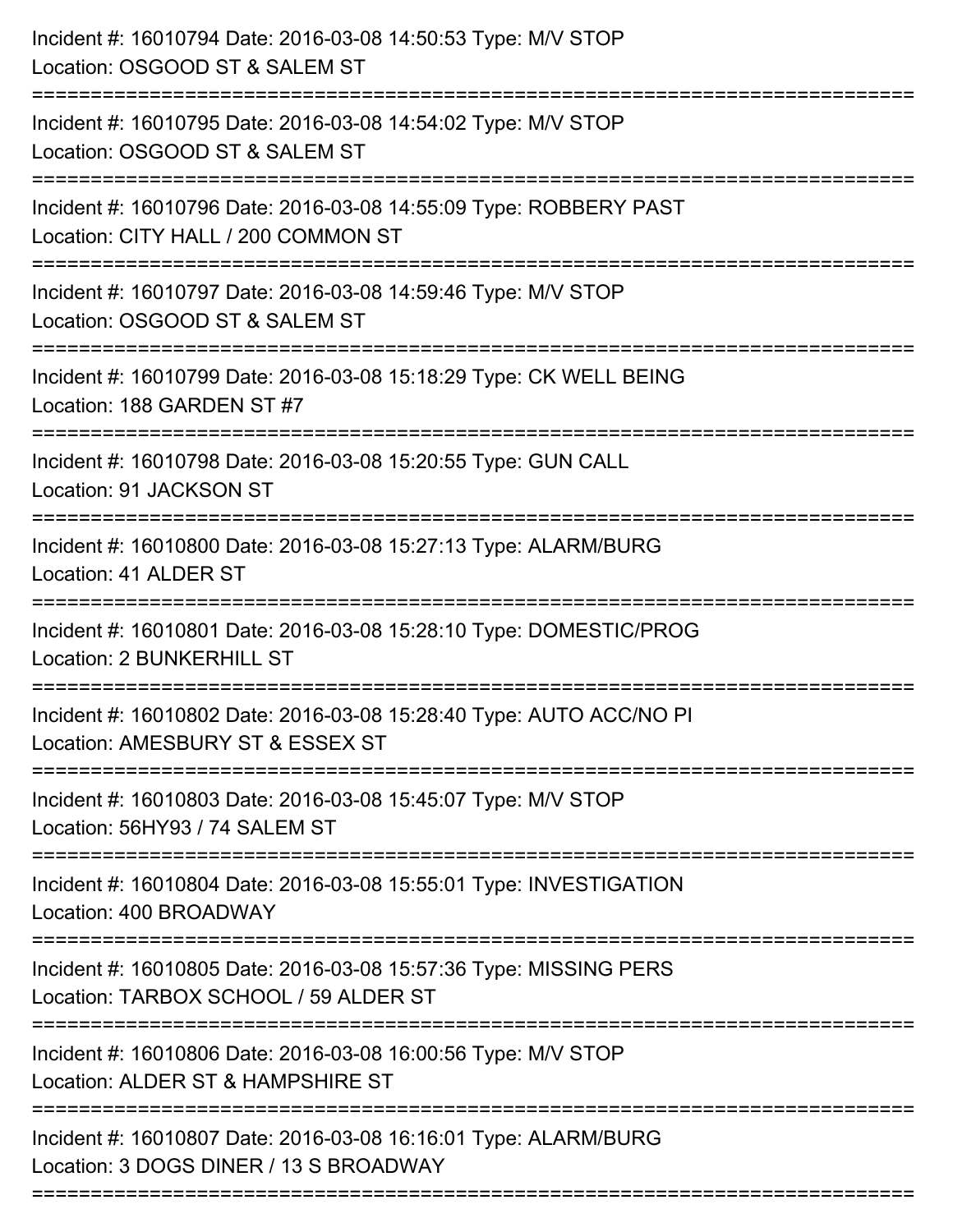Incident #: 16010794 Date: 2016-03-08 14:50:53 Type: M/V STOP
Location: OSGOOD ST & SALEM ST

===========================================================================

Incident #: 16010795 Date: 2016-03-08 14:54:02 Type: M/V STOP
Location: OSGOOD ST & SALEM ST

===========================================================================

Incident #: 16010796 Date: 2016-03-08 14:55:09 Type: ROBBERY PAST
Location: CITY HALL / 200 COMMON ST

===========================================================================

Incident #: 16010797 Date: 2016-03-08 14:59:46 Type: M/V STOP
Location: OSGOOD ST & SALEM ST

===========================================================================

Incident #: 16010799 Date: 2016-03-08 15:18:29 Type: CK WELL BEING
Location: 188 GARDEN ST #7

===========================================================================

Incident #: 16010798 Date: 2016-03-08 15:20:55 Type: GUN CALL
Location: 91 JACKSON ST

===========================================================================

Incident #: 16010800 Date: 2016-03-08 15:27:13 Type: ALARM/BURG
Location: 41 ALDER ST

===========================================================================

Incident #: 16010801 Date: 2016-03-08 15:28:10 Type: DOMESTIC/PROG
Location: 2 BUNKERHILL ST

===========================================================================

Incident #: 16010802 Date: 2016-03-08 15:28:40 Type: AUTO ACC/NO PI
Location: AMESBURY ST & ESSEX ST

===========================================================================

Incident #: 16010803 Date: 2016-03-08 15:45:07 Type: M/V STOP
Location: 56HY93 / 74 SALEM ST

===========================================================================

Incident #: 16010804 Date: 2016-03-08 15:55:01 Type: INVESTIGATION
Location: 400 BROADWAY

===========================================================================

Incident #: 16010805 Date: 2016-03-08 15:57:36 Type: MISSING PERS
Location: TARBOX SCHOOL / 59 ALDER ST

===========================================================================

Incident #: 16010806 Date: 2016-03-08 16:00:56 Type: M/V STOP
Location: ALDER ST & HAMPSHIRE ST

===========================================================================

Incident #: 16010807 Date: 2016-03-08 16:16:01 Type: ALARM/BURG
Location: 3 DOGS DINER / 13 S BROADWAY

===========================================================================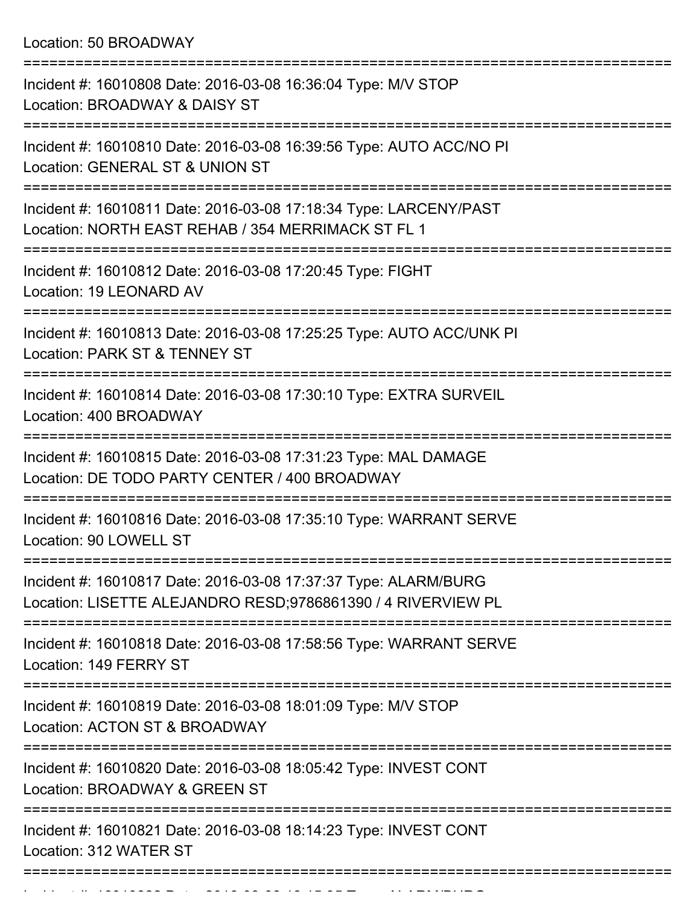Location: 50 BROADWAY

===========================================================================

Incident #: 16010808 Date: 2016-03-08 16:36:04 Type: M/V STOP
Location: BROADWAY & DAISY ST

===========================================================================

Incident #: 16010810 Date: 2016-03-08 16:39:56 Type: AUTO ACC/NO PI
Location: GENERAL ST & UNION ST

===========================================================================

Incident #: 16010811 Date: 2016-03-08 17:18:34 Type: LARCENY/PAST
Location: NORTH EAST REHAB / 354 MERRIMACK ST FL 1

===========================================================================

Incident #: 16010812 Date: 2016-03-08 17:20:45 Type: FIGHT
Location: 19 LEONARD AV

===========================================================================

Incident #: 16010813 Date: 2016-03-08 17:25:25 Type: AUTO ACC/UNK PI
Location: PARK ST & TENNEY ST

===========================================================================

Incident #: 16010814 Date: 2016-03-08 17:30:10 Type: EXTRA SURVEIL
Location: 400 BROADWAY

===========================================================================

Incident #: 16010815 Date: 2016-03-08 17:31:23 Type: MAL DAMAGE
Location: DE TODO PARTY CENTER / 400 BROADWAY

===========================================================================

Incident #: 16010816 Date: 2016-03-08 17:35:10 Type: WARRANT SERVE
Location: 90 LOWELL ST

===========================================================================

Incident #: 16010817 Date: 2016-03-08 17:37:37 Type: ALARM/BURG
Location: LISETTE ALEJANDRO RESD;9786861390 / 4 RIVERVIEW PL

===========================================================================

Incident #: 16010818 Date: 2016-03-08 17:58:56 Type: WARRANT SERVE
Location: 149 FERRY ST

===========================================================================

Incident #: 16010819 Date: 2016-03-08 18:01:09 Type: M/V STOP
Location: ACTON ST & BROADWAY

===========================================================================

Incident #: 16010820 Date: 2016-03-08 18:05:42 Type: INVEST CONT
Location: BROADWAY & GREEN ST

===========================================================================

Incident #: 16010821 Date: 2016-03-08 18:14:23 Type: INVEST CONT
Location: 312 WATER ST

===========================================================================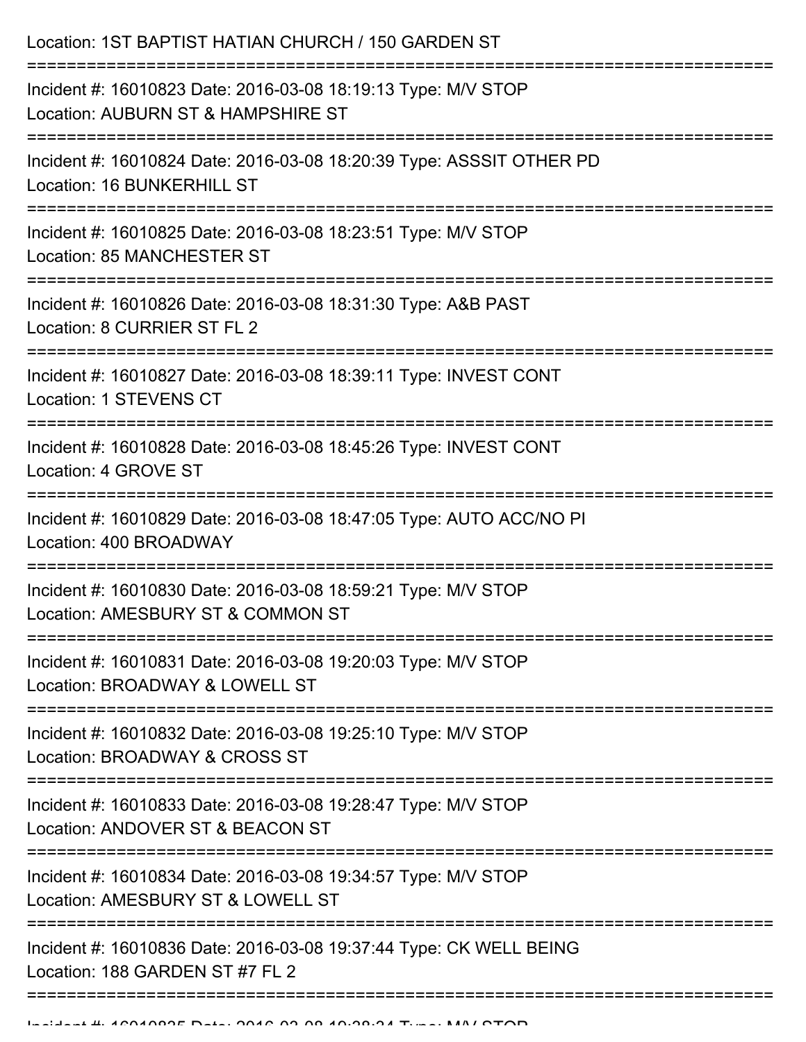Location: 1ST BAPTIST HATIAN CHURCH / 150 GARDEN ST

===========================================================================

Incident #: 16010823 Date: 2016-03-08 18:19:13 Type: M/V STOP
Location: AUBURN ST & HAMPSHIRE ST

===========================================================================

Incident #: 16010824 Date: 2016-03-08 18:20:39 Type: ASSSIT OTHER PD
Location: 16 BUNKERHILL ST

===========================================================================

Incident #: 16010825 Date: 2016-03-08 18:23:51 Type: M/V STOP
Location: 85 MANCHESTER ST

===========================================================================

Incident #: 16010826 Date: 2016-03-08 18:31:30 Type: A&B PAST
Location: 8 CURRIER ST FL 2

===========================================================================

Incident #: 16010827 Date: 2016-03-08 18:39:11 Type: INVEST CONT
Location: 1 STEVENS CT

===========================================================================

Incident #: 16010828 Date: 2016-03-08 18:45:26 Type: INVEST CONT
Location: 4 GROVE ST

===========================================================================

Incident #: 16010829 Date: 2016-03-08 18:47:05 Type: AUTO ACC/NO PI
Location: 400 BROADWAY

===========================================================================

Incident #: 16010830 Date: 2016-03-08 18:59:21 Type: M/V STOP
Location: AMESBURY ST & COMMON ST

===========================================================================

Incident #: 16010831 Date: 2016-03-08 19:20:03 Type: M/V STOP
Location: BROADWAY & LOWELL ST

===========================================================================

Incident #: 16010832 Date: 2016-03-08 19:25:10 Type: M/V STOP
Location: BROADWAY & CROSS ST

===========================================================================

Incident #: 16010833 Date: 2016-03-08 19:28:47 Type: M/V STOP
Location: ANDOVER ST & BEACON ST

===========================================================================

Incident #: 16010834 Date: 2016-03-08 19:34:57 Type: M/V STOP
Location: AMESBURY ST & LOWELL ST

===========================================================================

Incident #: 16010836 Date: 2016-03-08 19:37:44 Type: CK WELL BEING
Location: 188 GARDEN ST #7 FL 2

===========================================================================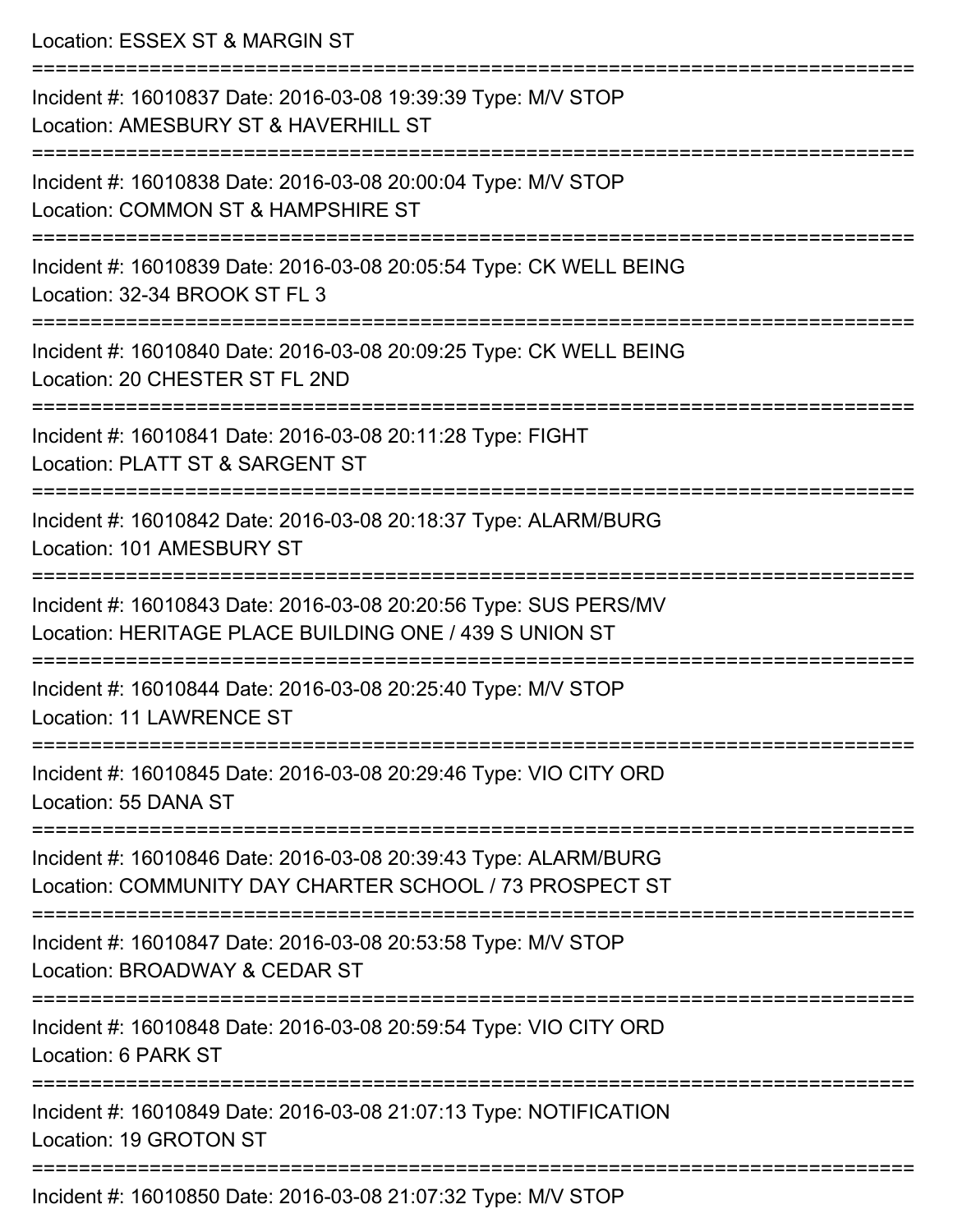Location: ESSEX ST & MARGIN ST

===========================================================================

Incident #: 16010837 Date: 2016-03-08 19:39:39 Type: M/V STOP
Location: AMESBURY ST & HAVERHILL ST

===========================================================================

Incident #: 16010838 Date: 2016-03-08 20:00:04 Type: M/V STOP
Location: COMMON ST & HAMPSHIRE ST

===========================================================================

Incident #: 16010839 Date: 2016-03-08 20:05:54 Type: CK WELL BEING
Location: 32-34 BROOK ST FL 3

===========================================================================

Incident #: 16010840 Date: 2016-03-08 20:09:25 Type: CK WELL BEING
Location: 20 CHESTER ST FL 2ND

===========================================================================

Incident #: 16010841 Date: 2016-03-08 20:11:28 Type: FIGHT
Location: PLATT ST & SARGENT ST

===========================================================================

Incident #: 16010842 Date: 2016-03-08 20:18:37 Type: ALARM/BURG
Location: 101 AMESBURY ST

===========================================================================

Incident #: 16010843 Date: 2016-03-08 20:20:56 Type: SUS PERS/MV
Location: HERITAGE PLACE BUILDING ONE / 439 S UNION ST

===========================================================================

Incident #: 16010844 Date: 2016-03-08 20:25:40 Type: M/V STOP
Location: 11 LAWRENCE ST

===========================================================================

Incident #: 16010845 Date: 2016-03-08 20:29:46 Type: VIO CITY ORD
Location: 55 DANA ST

===========================================================================

Incident #: 16010846 Date: 2016-03-08 20:39:43 Type: ALARM/BURG
Location: COMMUNITY DAY CHARTER SCHOOL / 73 PROSPECT ST

===========================================================================

Incident #: 16010847 Date: 2016-03-08 20:53:58 Type: M/V STOP
Location: BROADWAY & CEDAR ST

===========================================================================

Incident #: 16010848 Date: 2016-03-08 20:59:54 Type: VIO CITY ORD
Location: 6 PARK ST

===========================================================================

Incident #: 16010849 Date: 2016-03-08 21:07:13 Type: NOTIFICATION
Location: 19 GROTON ST

===========================================================================

Incident #: 16010850 Date: 2016-03-08 21:07:32 Type: M/V STOP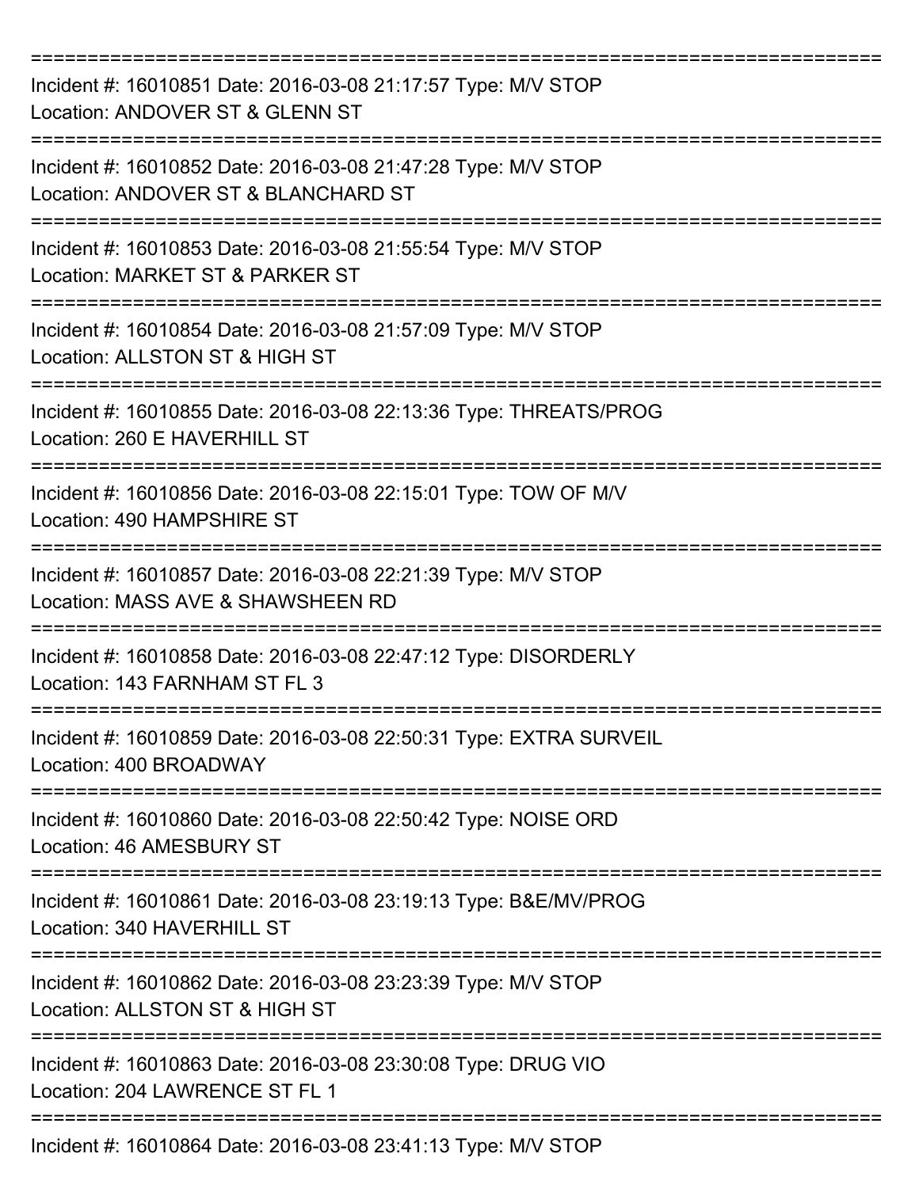===========================================================================

Incident #: 16010851 Date: 2016-03-08 21:17:57 Type: M/V STOP
Location: ANDOVER ST & GLENN ST

===========================================================================

Incident #: 16010852 Date: 2016-03-08 21:47:28 Type: M/V STOP
Location: ANDOVER ST & BLANCHARD ST

===========================================================================

Incident #: 16010853 Date: 2016-03-08 21:55:54 Type: M/V STOP
Location: MARKET ST & PARKER ST

===========================================================================

Incident #: 16010854 Date: 2016-03-08 21:57:09 Type: M/V STOP
Location: ALLSTON ST & HIGH ST

===========================================================================

Incident #: 16010855 Date: 2016-03-08 22:13:36 Type: THREATS/PROG
Location: 260 E HAVERHILL ST

===========================================================================

Incident #: 16010856 Date: 2016-03-08 22:15:01 Type: TOW OF M/V
Location: 490 HAMPSHIRE ST

===========================================================================

Incident #: 16010857 Date: 2016-03-08 22:21:39 Type: M/V STOP
Location: MASS AVE & SHAWSHEEN RD

===========================================================================

Incident #: 16010858 Date: 2016-03-08 22:47:12 Type: DISORDERLY
Location: 143 FARNHAM ST FL 3

===========================================================================

Incident #: 16010859 Date: 2016-03-08 22:50:31 Type: EXTRA SURVEIL
Location: 400 BROADWAY

===========================================================================

Incident #: 16010860 Date: 2016-03-08 22:50:42 Type: NOISE ORD
Location: 46 AMESBURY ST

===========================================================================

Incident #: 16010861 Date: 2016-03-08 23:19:13 Type: B&E/MV/PROG
Location: 340 HAVERHILL ST

===========================================================================

Incident #: 16010862 Date: 2016-03-08 23:23:39 Type: M/V STOP
Location: ALLSTON ST & HIGH ST

===========================================================================

Incident #: 16010863 Date: 2016-03-08 23:30:08 Type: DRUG VIO
Location: 204 LAWRENCE ST FL 1

===========================================================================

Incident #: 16010864 Date: 2016-03-08 23:41:13 Type: M/V STOP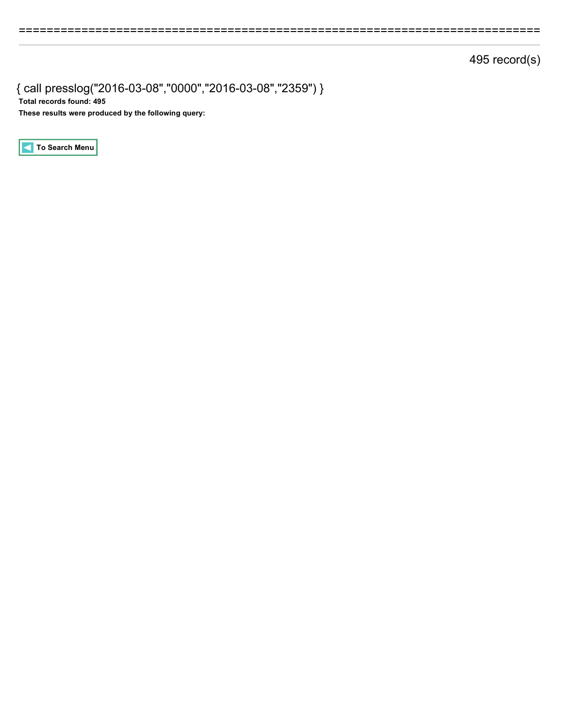==========================================================================

---

495 record(s)

{ call presslog("2016-03-08","0000","2016-03-08","2359") }

**Total records found: 495**

**These results were produced by the following query:**

**To Search Menu**